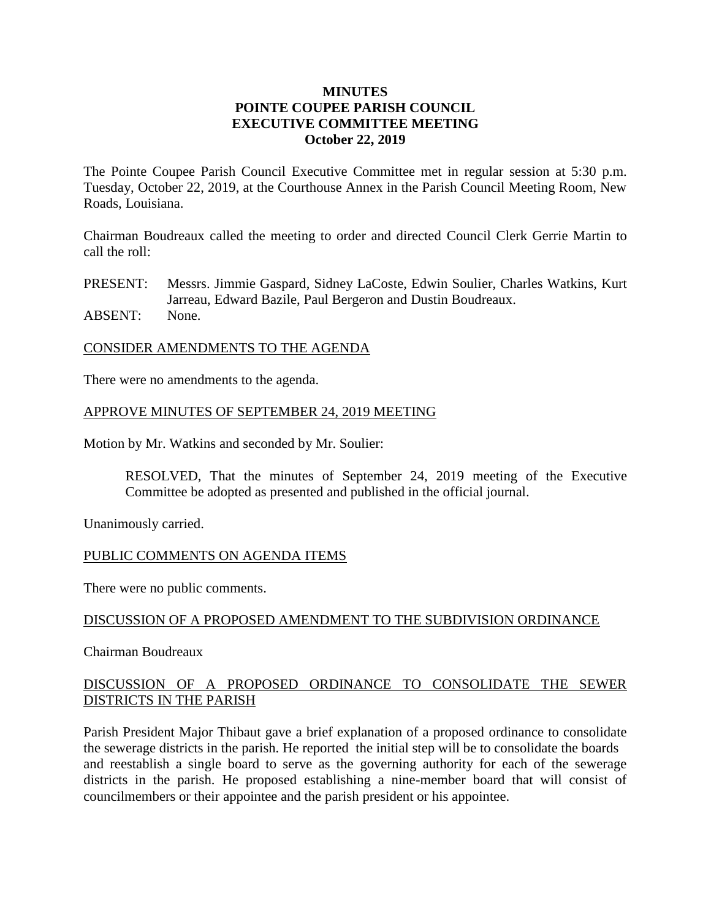**MINUTES**
**POINTE COUPEE PARISH COUNCIL**
**EXECUTIVE COMMITTEE MEETING**
**October 22, 2019**

The Pointe Coupee Parish Council Executive Committee met in regular session at 5:30 p.m. Tuesday, October 22, 2019, at the Courthouse Annex in the Parish Council Meeting Room, New Roads, Louisiana.

Chairman Boudreaux called the meeting to order and directed Council Clerk Gerrie Martin to call the roll:

PRESENT: Messrs. Jimmie Gaspard, Sidney LaCoste, Edwin Soulier, Charles Watkins, Kurt Jarreau, Edward Bazile, Paul Bergeron and Dustin Boudreaux.
ABSENT: None.

<u>CONSIDER AMENDMENTS TO THE AGENDA</u>

There were no amendments to the agenda.

<u>APPROVE MINUTES OF SEPTEMBER 24, 2019 MEETING</u>

Motion by Mr. Watkins and seconded by Mr. Soulier:

> RESOLVED, That the minutes of September 24, 2019 meeting of the Executive Committee be adopted as presented and published in the official journal.

Unanimously carried.

<u>PUBLIC COMMENTS ON AGENDA ITEMS</u>

There were no public comments.

<u>DISCUSSION OF A PROPOSED AMENDMENT TO THE SUBDIVISION ORDINANCE</u>

Chairman Boudreaux

<u>DISCUSSION OF A PROPOSED ORDINANCE TO CONSOLIDATE THE SEWER DISTRICTS IN THE PARISH</u>

Parish President Major Thibaut gave a brief explanation of a proposed ordinance to consolidate the sewerage districts in the parish. He reported the initial step will be to consolidate the boards and reestablish a single board to serve as the governing authority for each of the sewerage districts in the parish. He proposed establishing a nine-member board that will consist of councilmembers or their appointee and the parish president or his appointee.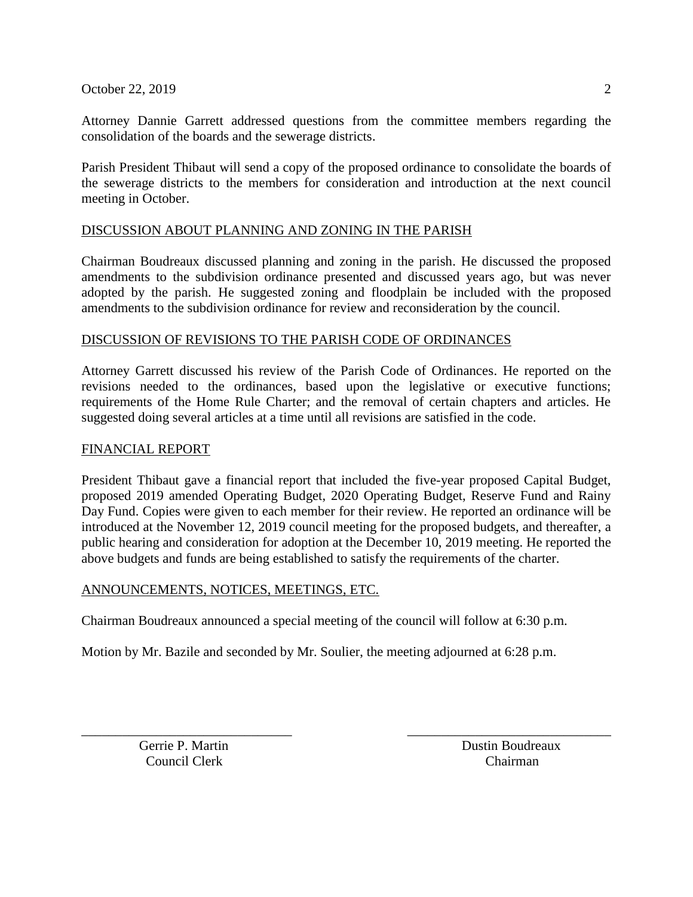Attorney Dannie Garrett addressed questions from the committee members regarding the consolidation of the boards and the sewerage districts.

Parish President Thibaut will send a copy of the proposed ordinance to consolidate the boards of the sewerage districts to the members for consideration and introduction at the next council meeting in October.

## DISCUSSION ABOUT PLANNING AND ZONING IN THE PARISH

Chairman Boudreaux discussed planning and zoning in the parish. He discussed the proposed amendments to the subdivision ordinance presented and discussed years ago, but was never adopted by the parish. He suggested zoning and floodplain be included with the proposed amendments to the subdivision ordinance for review and reconsideration by the council.

## DISCUSSION OF REVISIONS TO THE PARISH CODE OF ORDINANCES

Attorney Garrett discussed his review of the Parish Code of Ordinances. He reported on the revisions needed to the ordinances, based upon the legislative or executive functions; requirements of the Home Rule Charter; and the removal of certain chapters and articles. He suggested doing several articles at a time until all revisions are satisfied in the code.

## FINANCIAL REPORT

President Thibaut gave a financial report that included the five-year proposed Capital Budget, proposed 2019 amended Operating Budget, 2020 Operating Budget, Reserve Fund and Rainy Day Fund. Copies were given to each member for their review. He reported an ordinance will be introduced at the November 12, 2019 council meeting for the proposed budgets, and thereafter, a public hearing and consideration for adoption at the December 10, 2019 meeting. He reported the above budgets and funds are being established to satisfy the requirements of the charter.

## ANNOUNCEMENTS, NOTICES, MEETINGS, ETC.

Chairman Boudreaux announced a special meeting of the council will follow at 6:30 p.m.

Motion by Mr. Bazile and seconded by Mr. Soulier, the meeting adjourned at 6:28 p.m.

| | |
|---|---|
| ______________________________ | ______________________________ |
| Gerrie P. Martin | Dustin Boudreaux |
| Council Clerk | Chairman |